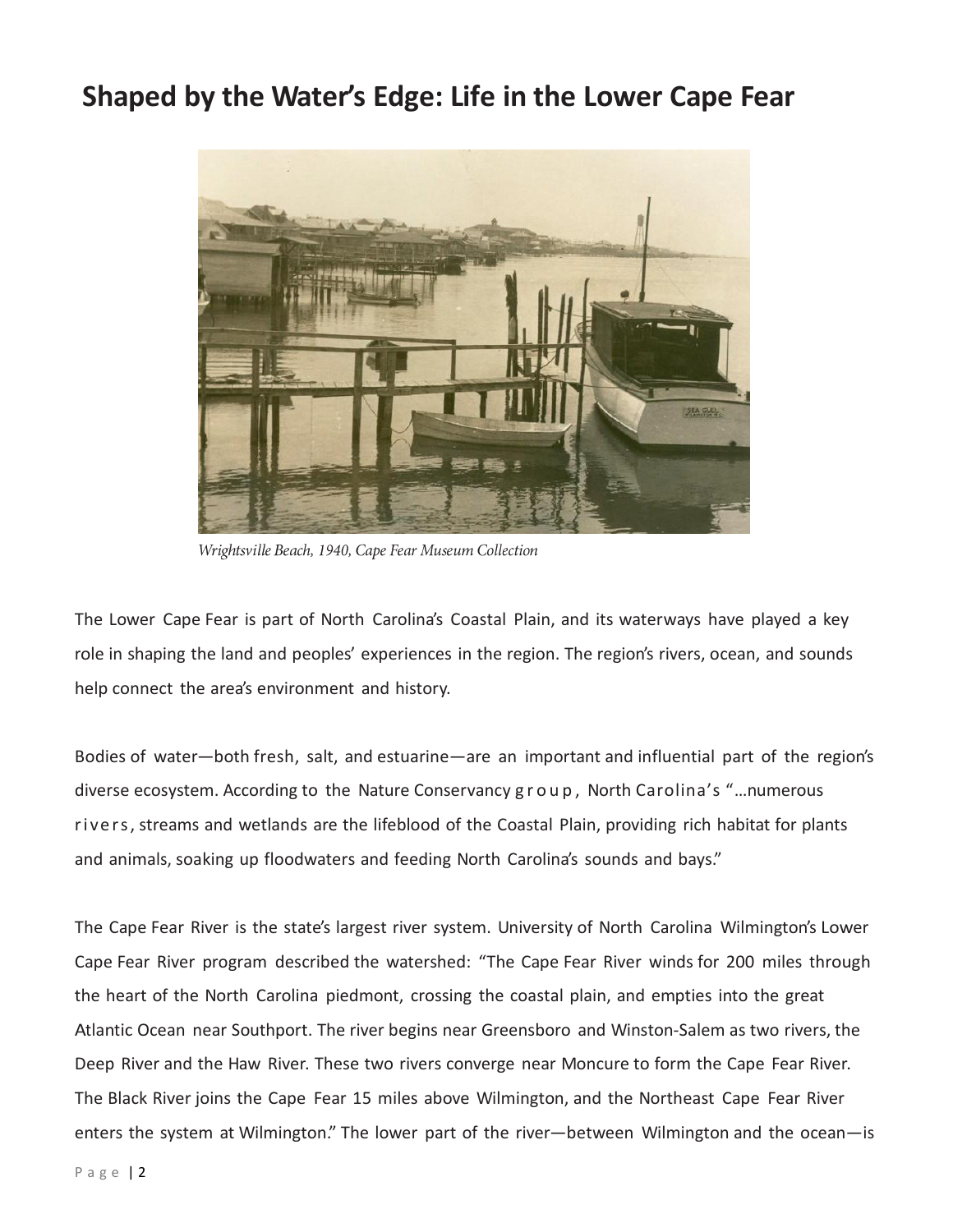# Shaped by the Water's Edge: Life in the Lower Cape Fear

*Wrightsville Beach, 1940, Cape Fear Museum Collection*

The Lower Cape Fear is part of North Carolina's Coastal Plain, and its waterways have played a key role in shaping the land and peoples' experiences in the region. The region's rivers, ocean, and sounds help connect the area's environment and history.

Bodies of water—both fresh, salt, and estuarine—are an important and influential part of the region's diverse ecosystem. According to the Nature Conservancy group, North Carolina's "…numerous rivers, streams and wetlands are the lifeblood of the Coastal Plain, providing rich habitat for plants and animals, soaking up floodwaters and feeding North Carolina's sounds and bays."

The Cape Fear River is the state's largest river system. University of North Carolina Wilmington's Lower Cape Fear River program described the watershed: "The Cape Fear River winds for 200 miles through the heart of the North Carolina piedmont, crossing the coastal plain, and empties into the great Atlantic Ocean near Southport. The river begins near Greensboro and Winston-Salem as two rivers, the Deep River and the Haw River. These two rivers converge near Moncure to form the Cape Fear River. The Black River joins the Cape Fear 15 miles above Wilmington, and the Northeast Cape Fear River enters the system at Wilmington." The lower part of the river—between Wilmington and the ocean—is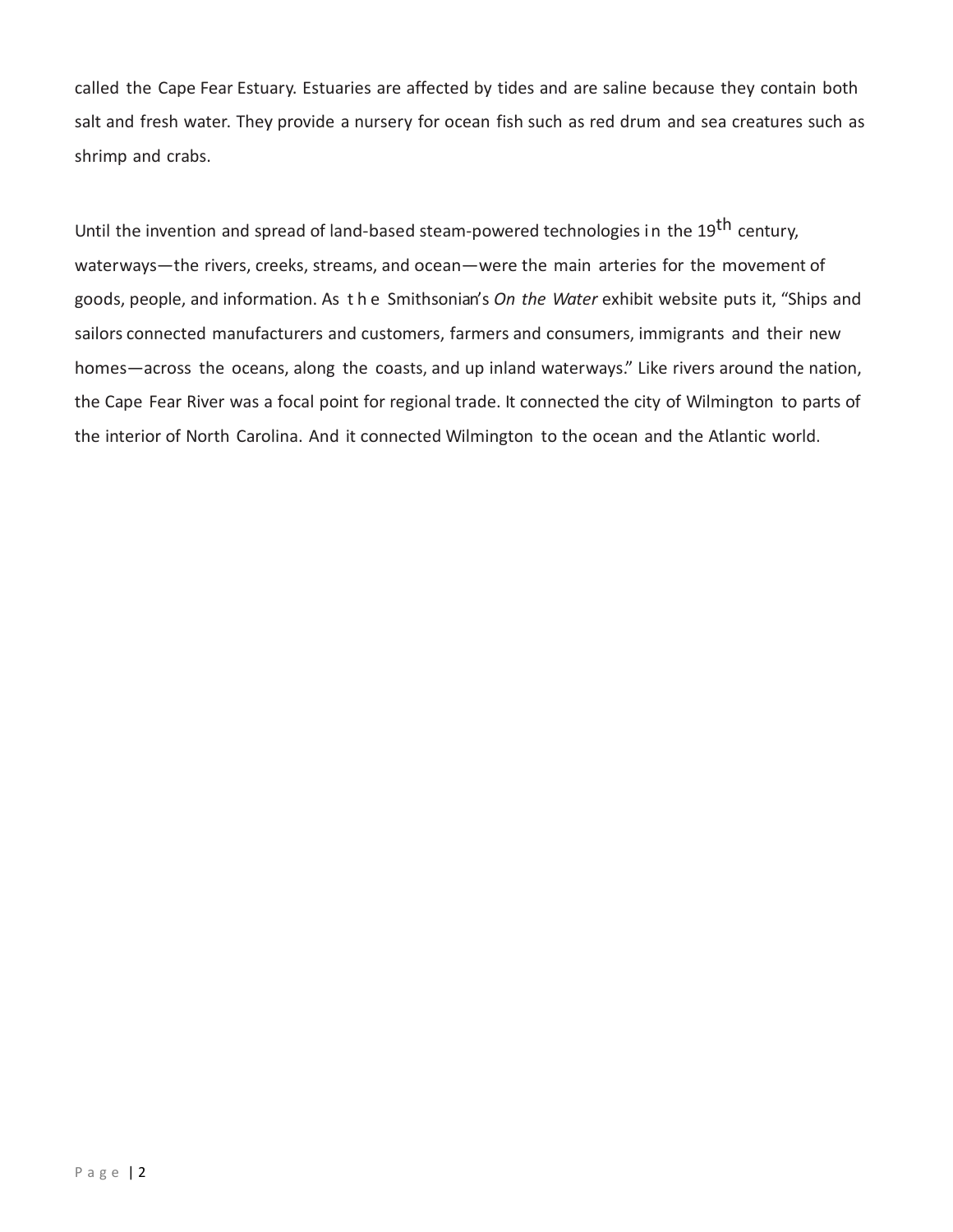called the Cape Fear Estuary. Estuaries are affected by tides and are saline because they contain both salt and fresh water. They provide a nursery for ocean fish such as red drum and sea creatures such as shrimp and crabs.

Until the invention and spread of land-based steam-powered technologies in the 19th century, waterways—the rivers, creeks, streams, and ocean—were the main arteries for the movement of goods, people, and information. As the Smithsonian's *On the Water* exhibit website puts it, "Ships and sailors connected manufacturers and customers, farmers and consumers, immigrants and their new homes—across the oceans, along the coasts, and up inland waterways." Like rivers around the nation, the Cape Fear River was a focal point for regional trade. It connected the city of Wilmington to parts of the interior of North Carolina. And it connected Wilmington to the ocean and the Atlantic world.